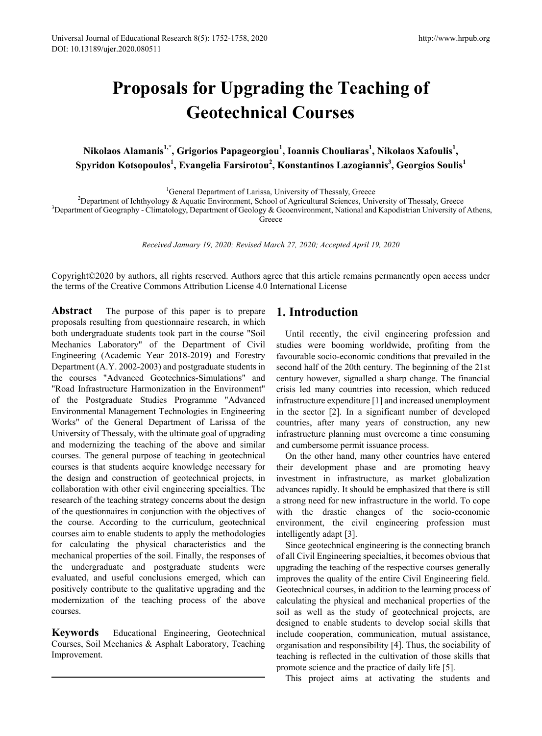# Proposals for Upgrading the Teaching of Geotechnical Courses

**Nikolaos Alamanis[1,*], Grigorios Papageorgiou[1], Ioannis Chouliaras[1], Nikolaos Xafoulis[1], Spyridon Kotsopoulos[1], Evangelia Farsirotou[2], Konstantinos Lazogiannis[3], Georgios Soulis[1]**

[1]General Department of Larissa, University of Thessaly, Greece
[2]Department of Ichthyology & Aquatic Environment, School of Agricultural Sciences, University of Thessaly, Greece
[3]Department of Geography - Climatology, Department of Geology & Geoenvironment, National and Kapodistrian University of Athens, Greece

*Received January 19, 2020; Revised March 27, 2020; Accepted April 19, 2020*

Copyright©2020 by authors, all rights reserved. Authors agree that this article remains permanently open access under the terms of the Creative Commons Attribution License 4.0 International License

**Abstract** The purpose of this paper is to prepare proposals resulting from questionnaire research, in which both undergraduate students took part in the course "Soil Mechanics Laboratory" of the Department of Civil Engineering (Academic Year 2018-2019) and Forestry Department (A.Y. 2002-2003) and postgraduate students in the courses "Advanced Geotechnics-Simulations" and "Road Infrastructure Harmonization in the Environment" of the Postgraduate Studies Programme "Advanced Environmental Management Technologies in Engineering Works" of the General Department of Larissa of the University of Thessaly, with the ultimate goal of upgrading and modernizing the teaching of the above and similar courses. The general purpose of teaching in geotechnical courses is that students acquire knowledge necessary for the design and construction of geotechnical projects, in collaboration with other civil engineering specialties. The research of the teaching strategy concerns about the design of the questionnaires in conjunction with the objectives of the course. According to the curriculum, geotechnical courses aim to enable students to apply the methodologies for calculating the physical characteristics and the mechanical properties of the soil. Finally, the responses of the undergraduate and postgraduate students were evaluated, and useful conclusions emerged, which can positively contribute to the qualitative upgrading and the modernization of the teaching process of the above courses.

**Keywords** Educational Engineering, Geotechnical Courses, Soil Mechanics & Asphalt Laboratory, Teaching Improvement.

## 1. Introduction

Until recently, the civil engineering profession and studies were booming worldwide, profiting from the favourable socio-economic conditions that prevailed in the second half of the 20th century. The beginning of the 21st century however, signalled a sharp change. The financial crisis led many countries into recession, which reduced infrastructure expenditure [1] and increased unemployment in the sector [2]. In a significant number of developed countries, after many years of construction, any new infrastructure planning must overcome a time consuming and cumbersome permit issuance process.

On the other hand, many other countries have entered their development phase and are promoting heavy investment in infrastructure, as market globalization advances rapidly. It should be emphasized that there is still a strong need for new infrastructure in the world. To cope with the drastic changes of the socio-economic environment, the civil engineering profession must intelligently adapt [3].

Since geotechnical engineering is the connecting branch of all Civil Engineering specialties, it becomes obvious that upgrading the teaching of the respective courses generally improves the quality of the entire Civil Engineering field. Geotechnical courses, in addition to the learning process of calculating the physical and mechanical properties of the soil as well as the study of geotechnical projects, are designed to enable students to develop social skills that include cooperation, communication, mutual assistance, organisation and responsibility [4]. Thus, the sociability of teaching is reflected in the cultivation of those skills that promote science and the practice of daily life [5].

This project aims at activating the students and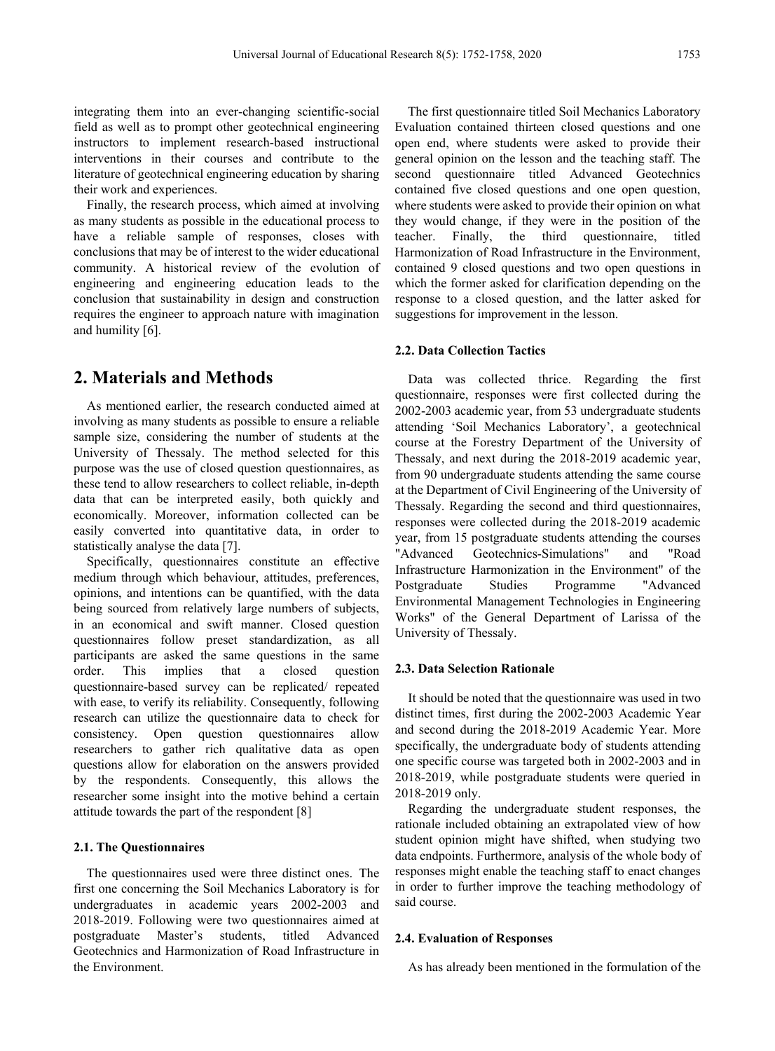integrating them into an ever-changing scientific-social field as well as to prompt other geotechnical engineering instructors to implement research-based instructional interventions in their courses and contribute to the literature of geotechnical engineering education by sharing their work and experiences.

Finally, the research process, which aimed at involving as many students as possible in the educational process to have a reliable sample of responses, closes with conclusions that may be of interest to the wider educational community. A historical review of the evolution of engineering and engineering education leads to the conclusion that sustainability in design and construction requires the engineer to approach nature with imagination and humility [6].

## 2. Materials and Methods

As mentioned earlier, the research conducted aimed at involving as many students as possible to ensure a reliable sample size, considering the number of students at the University of Thessaly. The method selected for this purpose was the use of closed question questionnaires, as these tend to allow researchers to collect reliable, in-depth data that can be interpreted easily, both quickly and economically. Moreover, information collected can be easily converted into quantitative data, in order to statistically analyse the data [7].

Specifically, questionnaires constitute an effective medium through which behaviour, attitudes, preferences, opinions, and intentions can be quantified, with the data being sourced from relatively large numbers of subjects, in an economical and swift manner. Closed question questionnaires follow preset standardization, as all participants are asked the same questions in the same order. This implies that a closed question questionnaire-based survey can be replicated/ repeated with ease, to verify its reliability. Consequently, following research can utilize the questionnaire data to check for consistency. Open question questionnaires allow researchers to gather rich qualitative data as open questions allow for elaboration on the answers provided by the respondents. Consequently, this allows the researcher some insight into the motive behind a certain attitude towards the part of the respondent [8]

### 2.1. The Questionnaires

The questionnaires used were three distinct ones. The first one concerning the Soil Mechanics Laboratory is for undergraduates in academic years 2002-2003 and 2018-2019. Following were two questionnaires aimed at postgraduate Master's students, titled Advanced Geotechnics and Harmonization of Road Infrastructure in the Environment.

The first questionnaire titled Soil Mechanics Laboratory Evaluation contained thirteen closed questions and one open end, where students were asked to provide their general opinion on the lesson and the teaching staff. The second questionnaire titled Advanced Geotechnics contained five closed questions and one open question, where students were asked to provide their opinion on what they would change, if they were in the position of the teacher. Finally, the third questionnaire, titled Harmonization of Road Infrastructure in the Environment, contained 9 closed questions and two open questions in which the former asked for clarification depending on the response to a closed question, and the latter asked for suggestions for improvement in the lesson.

### 2.2. Data Collection Tactics

Data was collected thrice. Regarding the first questionnaire, responses were first collected during the 2002-2003 academic year, from 53 undergraduate students attending 'Soil Mechanics Laboratory', a geotechnical course at the Forestry Department of the University of Thessaly, and next during the 2018-2019 academic year, from 90 undergraduate students attending the same course at the Department of Civil Engineering of the University of Thessaly. Regarding the second and third questionnaires, responses were collected during the 2018-2019 academic year, from 15 postgraduate students attending the courses "Advanced Geotechnics-Simulations" and "Road Infrastructure Harmonization in the Environment" of the Postgraduate Studies Programme "Advanced Environmental Management Technologies in Engineering Works" of the General Department of Larissa of the University of Thessaly.

### 2.3. Data Selection Rationale

It should be noted that the questionnaire was used in two distinct times, first during the 2002-2003 Academic Year and second during the 2018-2019 Academic Year. More specifically, the undergraduate body of students attending one specific course was targeted both in 2002-2003 and in 2018-2019, while postgraduate students were queried in 2018-2019 only.

Regarding the undergraduate student responses, the rationale included obtaining an extrapolated view of how student opinion might have shifted, when studying two data endpoints. Furthermore, analysis of the whole body of responses might enable the teaching staff to enact changes in order to further improve the teaching methodology of said course.

### 2.4. Evaluation of Responses

As has already been mentioned in the formulation of the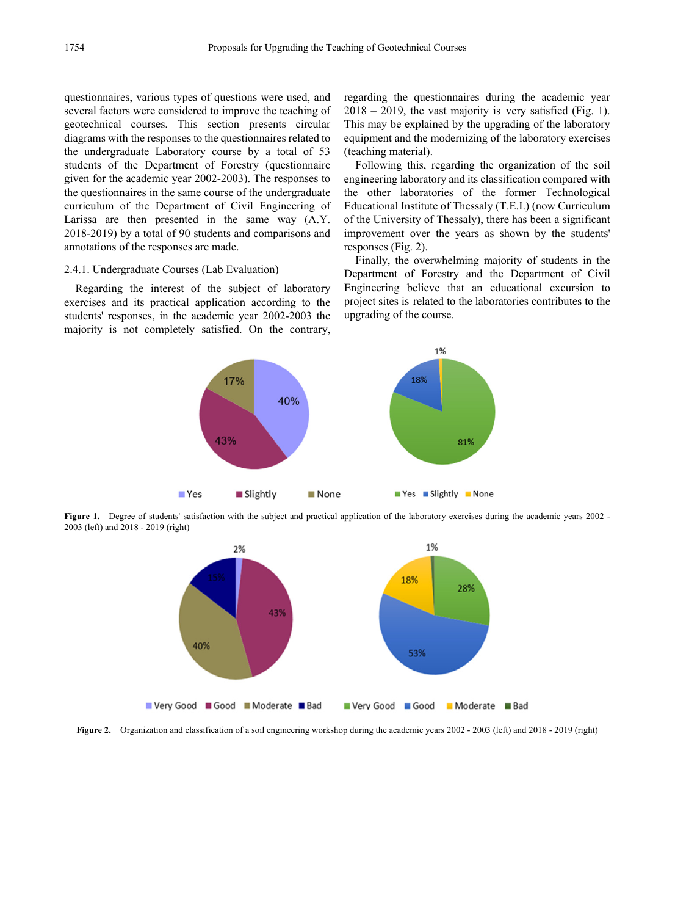questionnaires, various types of questions were used, and several factors were considered to improve the teaching of geotechnical courses. This section presents circular diagrams with the responses to the questionnaires related to the undergraduate Laboratory course by a total of 53 students of the Department of Forestry (questionnaire given for the academic year 2002-2003). The responses to the questionnaires in the same course of the undergraduate curriculum of the Department of Civil Engineering of Larissa are then presented in the same way (A.Y. 2018-2019) by a total of 90 students and comparisons and annotations of the responses are made.

### 2.4.1. Undergraduate Courses (Lab Evaluation)

Regarding the interest of the subject of laboratory exercises and its practical application according to the students' responses, in the academic year 2002-2003 the majority is not completely satisfied. On the contrary, regarding the questionnaires during the academic year 2018 – 2019, the vast majority is very satisfied (Fig. 1). This may be explained by the upgrading of the laboratory equipment and the modernizing of the laboratory exercises (teaching material).

Following this, regarding the organization of the soil engineering laboratory and its classification compared with the other laboratories of the former Technological Educational Institute of Thessaly (T.E.I.) (now Curriculum of the University of Thessaly), there has been a significant improvement over the years as shown by the students' responses (Fig. 2).

Finally, the overwhelming majority of students in the Department of Forestry and the Department of Civil Engineering believe that an educational excursion to project sites is related to the laboratories contributes to the upgrading of the course.

**Figure 1.** Degree of students' satisfaction with the subject and practical application of the laboratory exercises during the academic years 2002 - 2003 (left) and 2018 - 2019 (right)

**Figure 2.** Organization and classification of a soil engineering workshop during the academic years 2002 - 2003 (left) and 2018 - 2019 (right)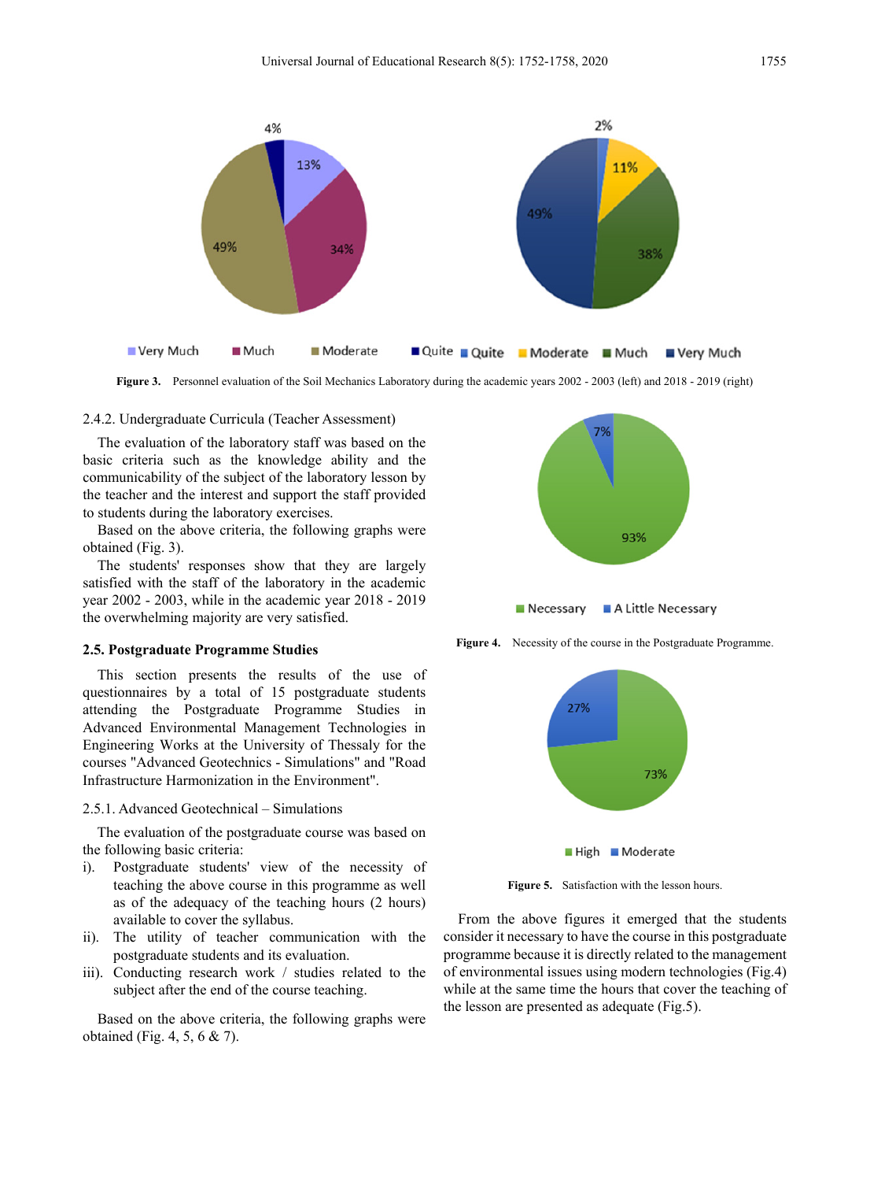Figure 3. Personnel evaluation of the Soil Mechanics Laboratory during the academic years 2002 - 2003 (left) and 2018 - 2019 (right)

2.4.2. Undergraduate Curricula (Teacher Assessment)

The evaluation of the laboratory staff was based on the basic criteria such as the knowledge ability and the communicability of the subject of the laboratory lesson by the teacher and the interest and support the staff provided to students during the laboratory exercises.

Based on the above criteria, the following graphs were obtained (Fig. 3).

The students' responses show that they are largely satisfied with the staff of the laboratory in the academic year 2002 - 2003, while in the academic year 2018 - 2019 the overwhelming majority are very satisfied.

### 2.5. Postgraduate Programme Studies

This section presents the results of the use of questionnaires by a total of 15 postgraduate students attending the Postgraduate Programme Studies in Advanced Environmental Management Technologies in Engineering Works at the University of Thessaly for the courses "Advanced Geotechnics - Simulations" and "Road Infrastructure Harmonization in the Environment".

2.5.1. Advanced Geotechnical – Simulations

The evaluation of the postgraduate course was based on the following basic criteria:

i). Postgraduate students' view of the necessity of teaching the above course in this programme as well as of the adequacy of the teaching hours (2 hours) available to cover the syllabus.

ii). The utility of teacher communication with the postgraduate students and its evaluation.

iii). Conducting research work / studies related to the subject after the end of the course teaching.

Based on the above criteria, the following graphs were obtained (Fig. 4, 5, 6 & 7).

Figure 4. Necessity of the course in the Postgraduate Programme.

Figure 5. Satisfaction with the lesson hours.

From the above figures it emerged that the students consider it necessary to have the course in this postgraduate programme because it is directly related to the management of environmental issues using modern technologies (Fig.4) while at the same time the hours that cover the teaching of the lesson are presented as adequate (Fig.5).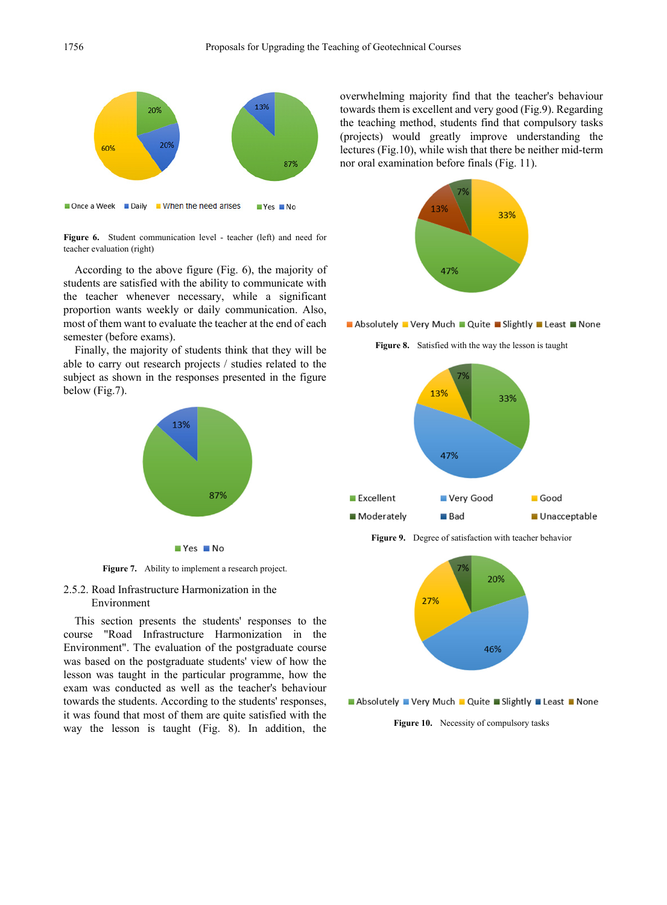Figure 6. Student communication level - teacher (left) and need for teacher evaluation (right)

According to the above figure (Fig. 6), the majority of students are satisfied with the ability to communicate with the teacher whenever necessary, while a significant proportion wants weekly or daily communication. Also, most of them want to evaluate the teacher at the end of each semester (before exams).

Finally, the majority of students think that they will be able to carry out research projects / studies related to the subject as shown in the responses presented in the figure below (Fig.7).

Figure 7. Ability to implement a research project.

### 2.5.2. Road Infrastructure Harmonization in the Environment

This section presents the students' responses to the course "Road Infrastructure Harmonization in the Environment". The evaluation of the postgraduate course was based on the postgraduate students' view of how the lesson was taught in the particular programme, how the exam was conducted as well as the teacher's behaviour towards the students. According to the students' responses, it was found that most of them are quite satisfied with the way the lesson is taught (Fig. 8). In addition, the overwhelming majority find that the teacher's behaviour towards them is excellent and very good (Fig.9). Regarding the teaching method, students find that compulsory tasks (projects) would greatly improve understanding the lectures (Fig.10), while wish that there be neither mid-term nor oral examination before finals (Fig. 11).

Figure 8. Satisfied with the way the lesson is taught

Figure 9. Degree of satisfaction with teacher behavior

Figure 10. Necessity of compulsory tasks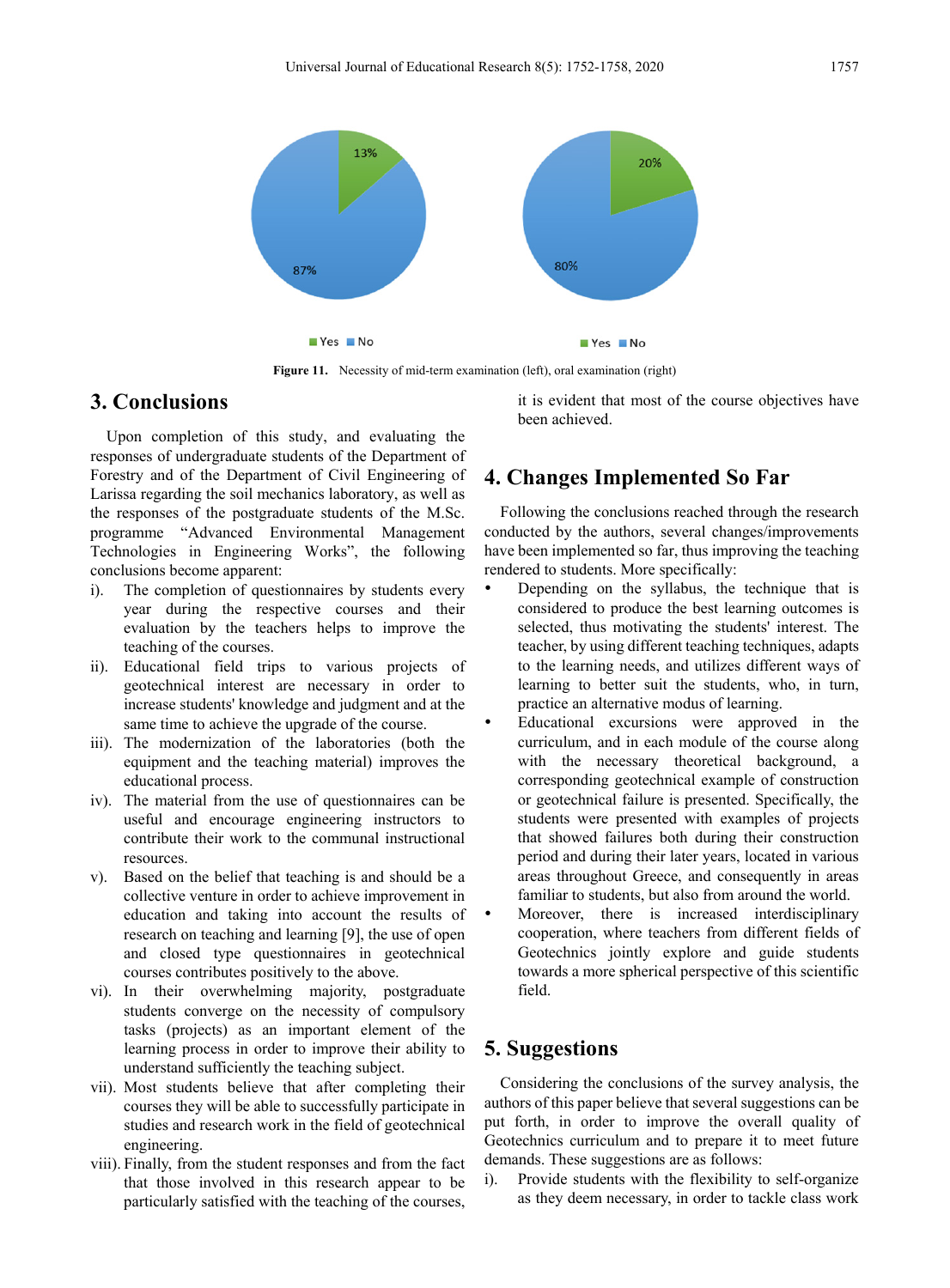Figure 11. Necessity of mid-term examination (left), oral examination (right)

## 3. Conclusions

Upon completion of this study, and evaluating the responses of undergraduate students of the Department of Forestry and of the Department of Civil Engineering of Larissa regarding the soil mechanics laboratory, as well as the responses of the postgraduate students of the M.Sc. programme "Advanced Environmental Management Technologies in Engineering Works", the following conclusions become apparent:

i). The completion of questionnaires by students every year during the respective courses and their evaluation by the teachers helps to improve the teaching of the courses.

ii). Educational field trips to various projects of geotechnical interest are necessary in order to increase students' knowledge and judgment and at the same time to achieve the upgrade of the course.

iii). The modernization of the laboratories (both the equipment and the teaching material) improves the educational process.

iv). The material from the use of questionnaires can be useful and encourage engineering instructors to contribute their work to the communal instructional resources.

v). Based on the belief that teaching is and should be a collective venture in order to achieve improvement in education and taking into account the results of research on teaching and learning [9], the use of open and closed type questionnaires in geotechnical courses contributes positively to the above.

vi). In their overwhelming majority, postgraduate students converge on the necessity of compulsory tasks (projects) as an important element of the learning process in order to improve their ability to understand sufficiently the teaching subject.

vii). Most students believe that after completing their courses they will be able to successfully participate in studies and research work in the field of geotechnical engineering.

viii). Finally, from the student responses and from the fact that those involved in this research appear to be particularly satisfied with the teaching of the courses, it is evident that most of the course objectives have been achieved.

## 4. Changes Implemented So Far

Following the conclusions reached through the research conducted by the authors, several changes/improvements have been implemented so far, thus improving the teaching rendered to students. More specifically:

- Depending on the syllabus, the technique that is considered to produce the best learning outcomes is selected, thus motivating the students' interest. The teacher, by using different teaching techniques, adapts to the learning needs, and utilizes different ways of learning to better suit the students, who, in turn, practice an alternative modus of learning.
- Educational excursions were approved in the curriculum, and in each module of the course along with the necessary theoretical background, a corresponding geotechnical example of construction or geotechnical failure is presented. Specifically, the students were presented with examples of projects that showed failures both during their construction period and during their later years, located in various areas throughout Greece, and consequently in areas familiar to students, but also from around the world.
- Moreover, there is increased interdisciplinary cooperation, where teachers from different fields of Geotechnics jointly explore and guide students towards a more spherical perspective of this scientific field.

## 5. Suggestions

Considering the conclusions of the survey analysis, the authors of this paper believe that several suggestions can be put forth, in order to improve the overall quality of Geotechnics curriculum and to prepare it to meet future demands. These suggestions are as follows:

i). Provide students with the flexibility to self-organize as they deem necessary, in order to tackle class work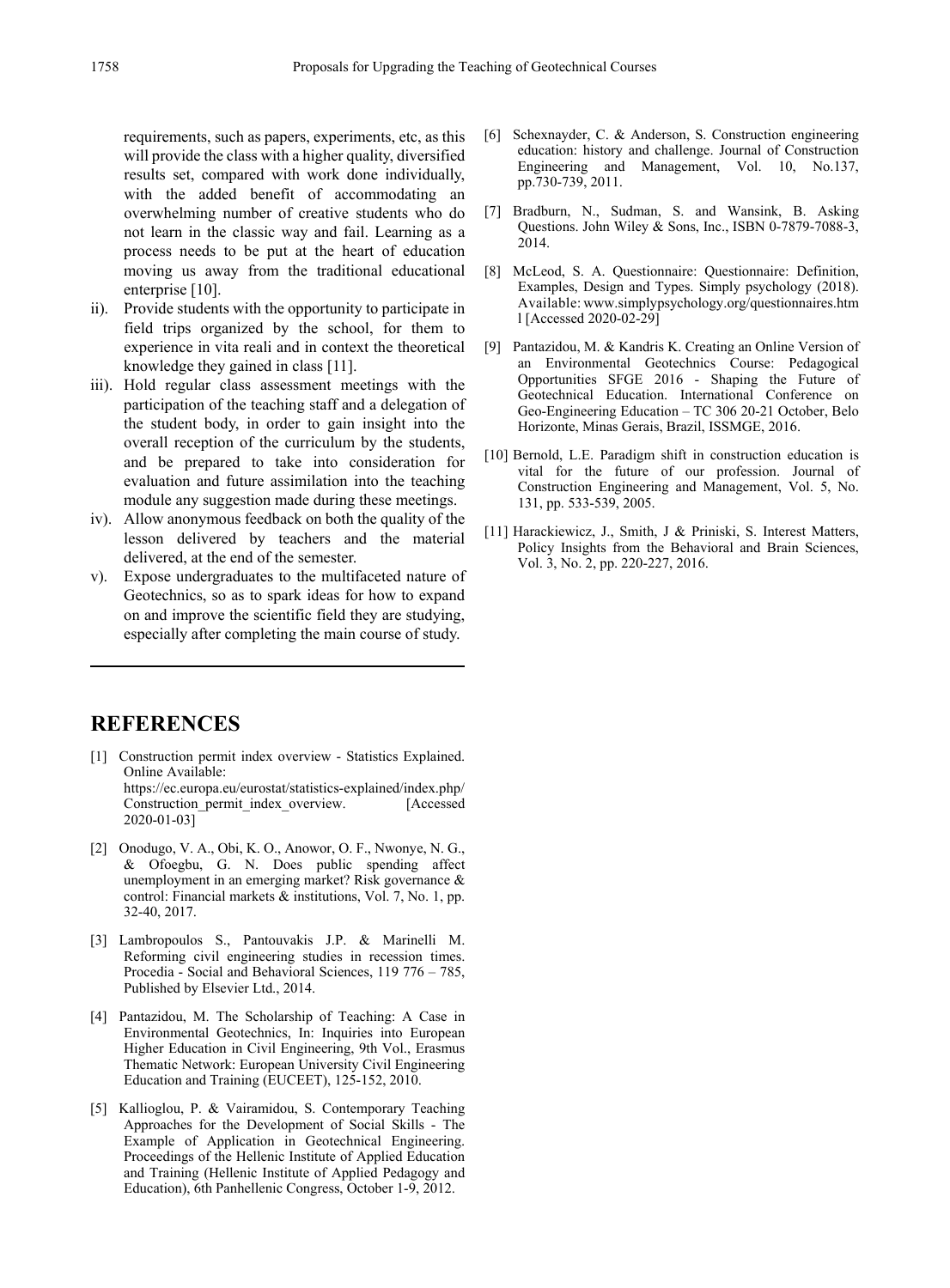requirements, such as papers, experiments, etc, as this will provide the class with a higher quality, diversified results set, compared with work done individually, with the added benefit of accommodating an overwhelming number of creative students who do not learn in the classic way and fail. Learning as a process needs to be put at the heart of education moving us away from the traditional educational enterprise [10].

ii). Provide students with the opportunity to participate in field trips organized by the school, for them to experience in vita reali and in context the theoretical knowledge they gained in class [11].

iii). Hold regular class assessment meetings with the participation of the teaching staff and a delegation of the student body, in order to gain insight into the overall reception of the curriculum by the students, and be prepared to take into consideration for evaluation and future assimilation into the teaching module any suggestion made during these meetings.

iv). Allow anonymous feedback on both the quality of the lesson delivered by teachers and the material delivered, at the end of the semester.

v). Expose undergraduates to the multifaceted nature of Geotechnics, so as to spark ideas for how to expand on and improve the scientific field they are studying, especially after completing the main course of study.

# REFERENCES

[1] Construction permit index overview - Statistics Explained. Online Available: https://ec.europa.eu/eurostat/statistics-explained/index.php/Construction_permit_index_overview. [Accessed 2020-01-03]

[2] Onodugo, V. A., Obi, K. O., Anowor, O. F., Nwonye, N. G., & Ofoegbu, G. N. Does public spending affect unemployment in an emerging market? Risk governance & control: Financial markets & institutions, Vol. 7, No. 1, pp. 32-40, 2017.

[3] Lambropoulos S., Pantouvakis J.P. & Marinelli M. Reforming civil engineering studies in recession times. Procedia - Social and Behavioral Sciences, 119 776 – 785, Published by Elsevier Ltd., 2014.

[4] Pantazidou, M. The Scholarship of Teaching: A Case in Environmental Geotechnics, In: Inquiries into European Higher Education in Civil Engineering, 9th Vol., Erasmus Thematic Network: European University Civil Engineering Education and Training (EUCEET), 125-152, 2010.

[5] Kallioglou, P. & Vairamidou, S. Contemporary Teaching Approaches for the Development of Social Skills - The Example of Application in Geotechnical Engineering. Proceedings of the Hellenic Institute of Applied Education and Training (Hellenic Institute of Applied Pedagogy and Education), 6th Panhellenic Congress, October 1-9, 2012.

[6] Schexnayder, C. & Anderson, S. Construction engineering education: history and challenge. Journal of Construction Engineering and Management, Vol. 10, No.137, pp.730-739, 2011.

[7] Bradburn, N., Sudman, S. and Wansink, B. Asking Questions. John Wiley & Sons, Inc., ISBN 0-7879-7088-3, 2014.

[8] McLeod, S. A. Questionnaire: Questionnaire: Definition, Examples, Design and Types. Simply psychology (2018). Available: www.simplypsychology.org/questionnaires.html [Accessed 2020-02-29]

[9] Pantazidou, M. & Kandris K. Creating an Online Version of an Environmental Geotechnics Course: Pedagogical Opportunities SFGE 2016 - Shaping the Future of Geotechnical Education. International Conference on Geo-Engineering Education – TC 306 20-21 October, Belo Horizonte, Minas Gerais, Brazil, ISSMGE, 2016.

[10] Bernold, L.E. Paradigm shift in construction education is vital for the future of our profession. Journal of Construction Engineering and Management, Vol. 5, No. 131, pp. 533-539, 2005.

[11] Harackiewicz, J., Smith, J & Priniski, S. Interest Matters, Policy Insights from the Behavioral and Brain Sciences, Vol. 3, No. 2, pp. 220-227, 2016.